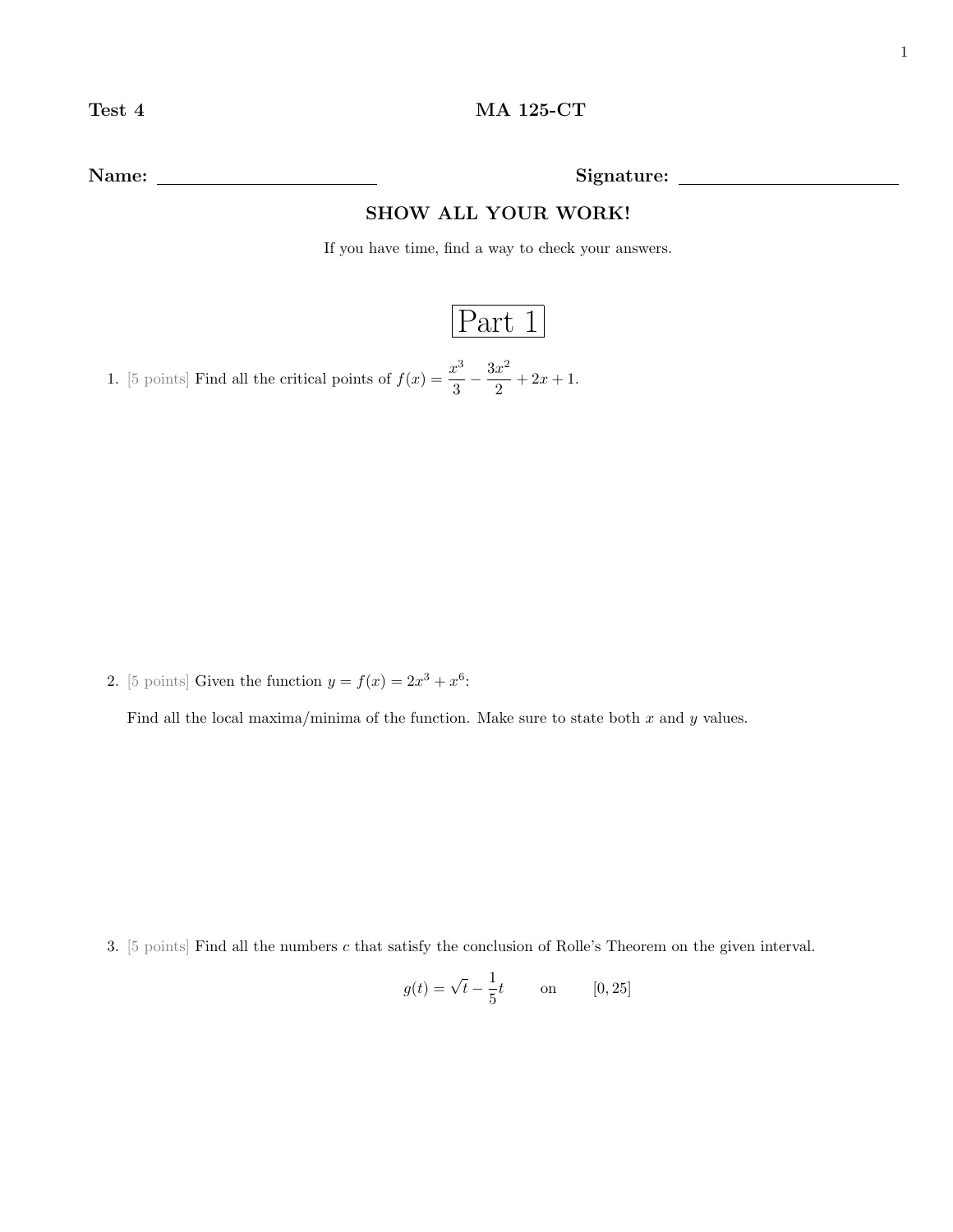**Test 4** **MA 125-CT**

**Name:** ______________________ **Signature:** ______________________

**SHOW ALL YOUR WORK!**

If you have time, find a way to check your answers.

# Part 1

1. [5 points] Find all the critical points of $f(x) = \dfrac{x^3}{3} - \dfrac{3x^2}{2} + 2x + 1$.

2. [5 points] Given the function $y = f(x) = 2x^3 + x^6$:

   Find all the local maxima/minima of the function. Make sure to state both $x$ and $y$ values.

3. [5 points] Find all the numbers $c$ that satisfy the conclusion of Rolle's Theorem on the given interval.

$$g(t) = \sqrt{t} - \frac{1}{5}t \qquad \text{on} \qquad [0, 25]$$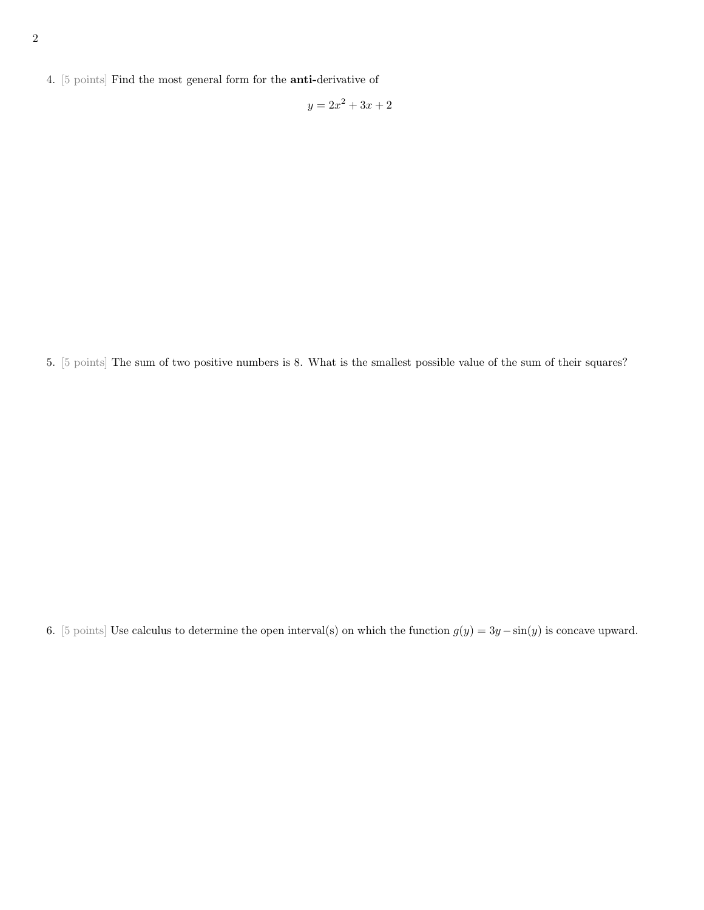4. [5 points] Find the most general form for the **anti-**derivative of

$$y = 2x^2 + 3x + 2$$

5. [5 points] The sum of two positive numbers is 8. What is the smallest possible value of the sum of their squares?

6. [5 points] Use calculus to determine the open interval(s) on which the function $g(y) = 3y - \sin(y)$ is concave upward.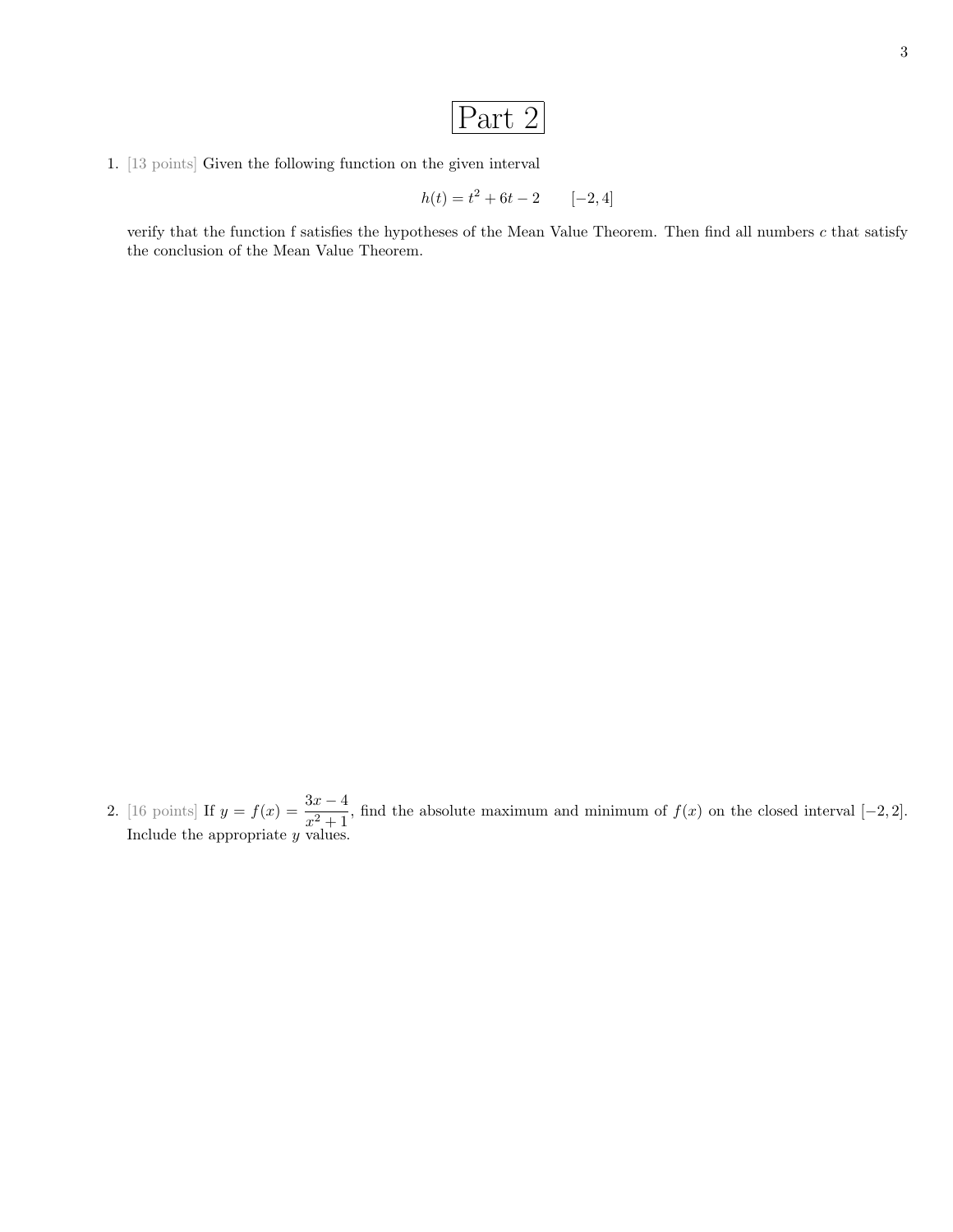# Part 2

1. [13 points] Given the following function on the given interval

$$h(t) = t^2 + 6t - 2 \qquad [-2, 4]$$

verify that the function f satisfies the hypotheses of the Mean Value Theorem. Then find all numbers $c$ that satisfy the conclusion of the Mean Value Theorem.

2. [16 points] If $y = f(x) = \dfrac{3x - 4}{x^2 + 1}$, find the absolute maximum and minimum of $f(x)$ on the closed interval $[-2, 2]$. Include the appropriate $y$ values.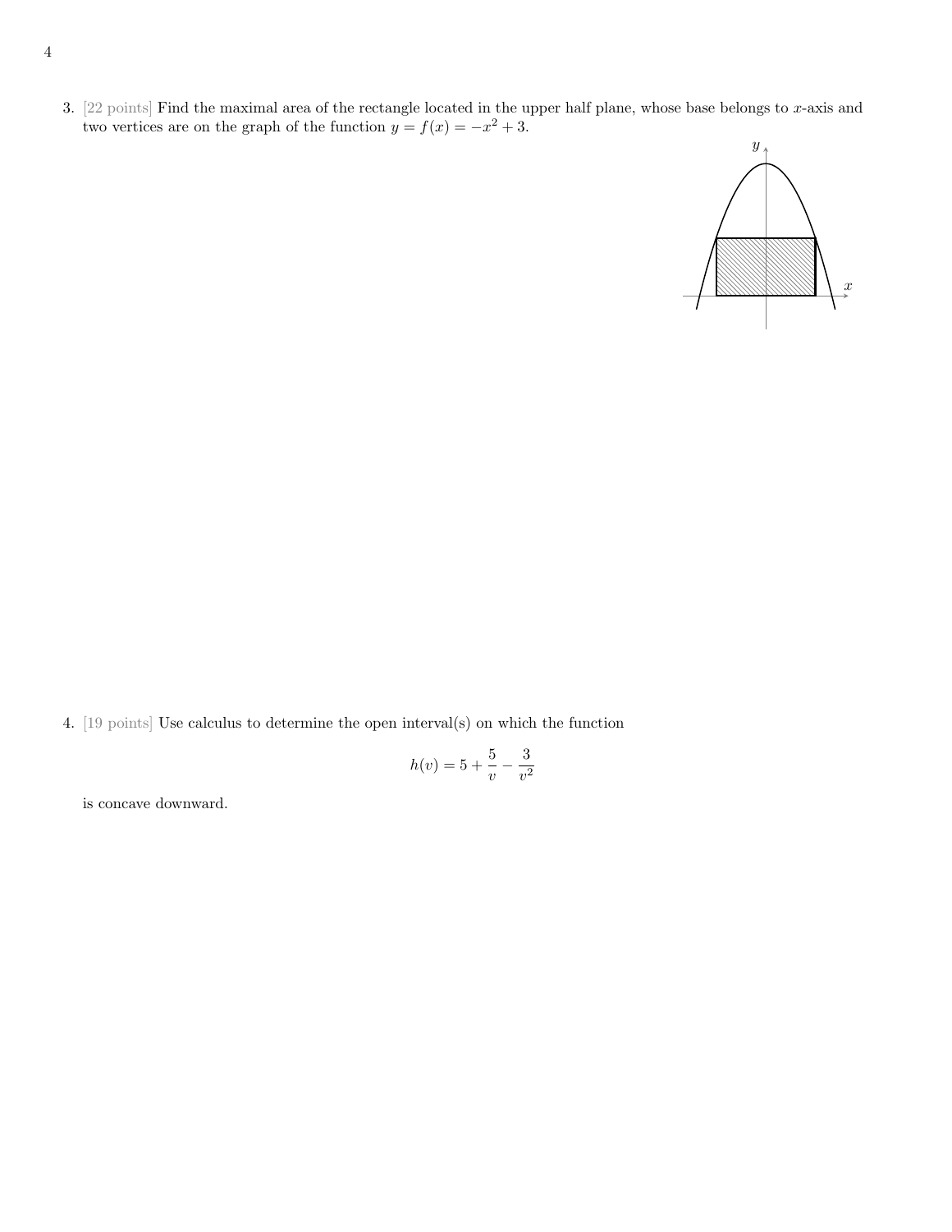3. [22 points] Find the maximal area of the rectangle located in the upper half plane, whose base belongs to $x$-axis and two vertices are on the graph of the function $y = f(x) = -x^2 + 3$.

$y$

$x$

4. [19 points] Use calculus to determine the open interval(s) on which the function

$$h(v) = 5 + \frac{5}{v} - \frac{3}{v^2}$$

is concave downward.